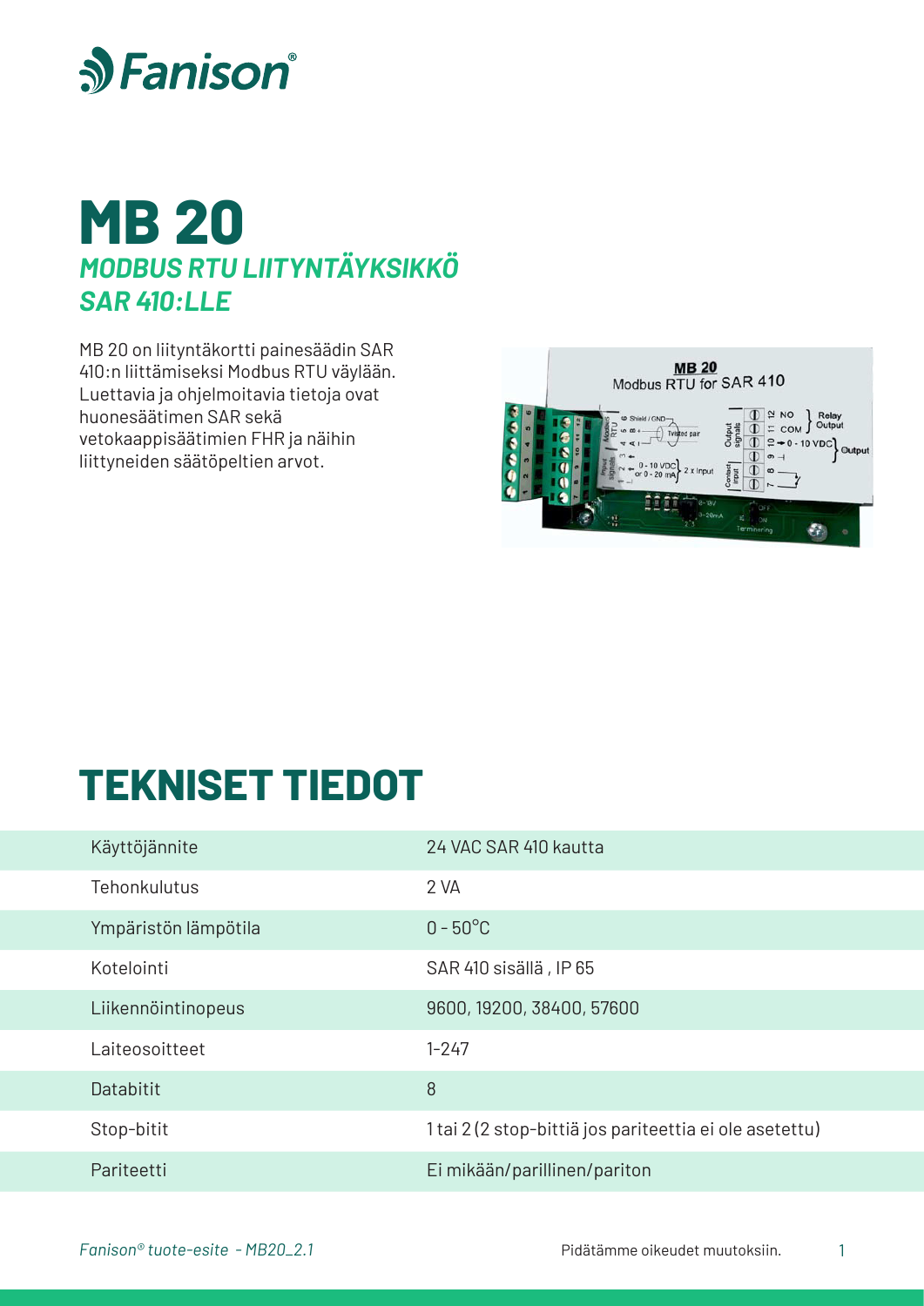# MB 20

## *MODBUS RTU LIITYNTÄYKSIKKÖ SAR 410:LLE*

MB 20 on liityntäkortti painesäädin SAR 410:n liittämiseksi Modbus RTU väylään. Luettavia ja ohjelmoitavia tietoja ovat huonesäätimen SAR sekä vetokaappisäätimien FHR ja näihin liittyneiden säätöpeltien arvot.

# TEKNISET TIEDOT

| | |
|---|---|
| Käyttöjännite | 24 VAC SAR 410 kautta |
| Tehonkulutus | 2 VA |
| Ympäristön lämpötila | 0 - 50°C |
| Kotelointi | SAR 410 sisällä , IP 65 |
| Liikennöintinopeus | 9600, 19200, 38400, 57600 |
| Laiteosoitteet | 1-247 |
| Databitit | 8 |
| Stop-bitit | 1 tai 2 (2 stop-bittiä jos pariteettia ei ole asetettu) |
| Pariteetti | Ei mikään/parillinen/pariton |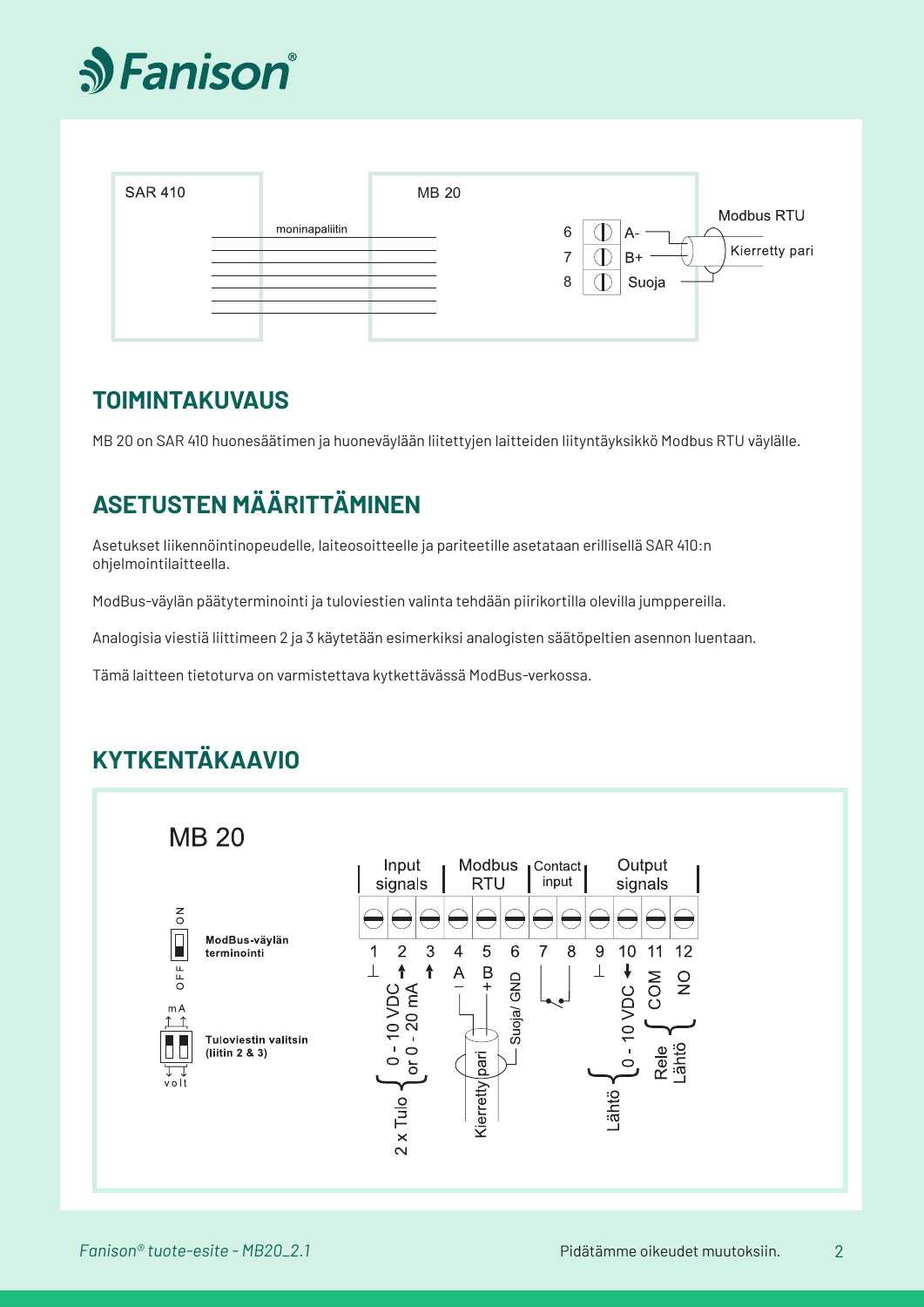SAR 410

MB 20

moninapaliitin

Modbus RTU

6 A-
7 B+
8 Suoja

Kierretty pari

## TOIMINTAKUVAUS

MB 20 on SAR 410 huonesäätimen ja huoneväylään liitettyjen laitteiden liityntäyksikkö Modbus RTU väylälle.

## ASETUSTEN MÄÄRITTÄMINEN

Asetukset liikennöintinopeudelle, laiteosoitteelle ja pariteetille asetataan erillisellä SAR 410:n ohjelmointilaitteella.

ModBus-väylän päätyterminointi ja tuloviestien valinta tehdään piirikortilla olevilla jumppereilla.

Analogisia viestiä liittimeen 2 ja 3 käytetään esimerkiksi analogisten säätöpeltien asennon luentaan.

Tämä laitteen tietoturva on varmistettava kytkettävässä ModBus-verkossa.

## KYTKENTÄKAAVIO

MB 20

ModBus-väylän terminointi (ON / OFF)

Tuloviestin valitsin (liitin 2 & 3) (mA / volt)

| Input signals | | | Modbus RTU | | | Contact input | | Output signals | | | |
|---|---|---|---|---|---|---|---|---|---|---|---|
| 1 | 2 | 3 | 4 | 5 | 6 | 7 | 8 | 9 | 10 | 11 | 12 |
| ⊥ | ↑ | ↑ | A – | B + | Suoja/ GND | | | ⊥ | 0 - 10 VDC ↓ | COM | NO |

- 2, 3: 0 - 10 VDC or 0 - 20 mA — 2 x Tulo
- 4, 5: Kierretty pari
- 9, 10: Lähtö
- 11, 12: Rele Lähtö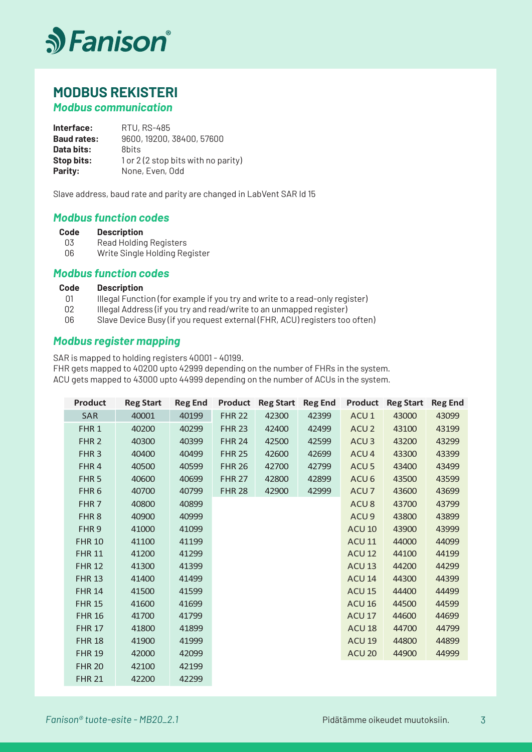## MODBUS REKISTERI

### *Modbus communication*

**Interface:** RTU, RS-485
**Baud rates:** 9600, 19200, 38400, 57600
**Data bits:** 8bits
**Stop bits:** 1 or 2 (2 stop bits with no parity)
**Parity:** None, Even, Odd

Slave address, baud rate and parity are changed in LabVent SAR Id 15

### *Modbus function codes*

| Code | Description |
|---|---|
| 03 | Read Holding Registers |
| 06 | Write Single Holding Register |

### *Modbus function codes*

| Code | Description |
|---|---|
| 01 | Illegal Function (for example if you try and write to a read-only register) |
| 02 | Illegal Address (if you try and read/write to an unmapped register) |
| 06 | Slave Device Busy (if you request external (FHR, ACU) registers too often) |

### *Modbus register mapping*

SAR is mapped to holding registers 40001 - 40199.
FHR gets mapped to 40200 upto 42999 depending on the number of FHRs in the system.
ACU gets mapped to 43000 upto 44999 depending on the number of ACUs in the system.

| Product | Reg Start | Reg End | Product | Reg Start | Reg End | Product | Reg Start | Reg End |
|---|---|---|---|---|---|---|---|---|
| SAR | 40001 | 40199 | FHR 22 | 42300 | 42399 | ACU 1 | 43000 | 43099 |
| FHR 1 | 40200 | 40299 | FHR 23 | 42400 | 42499 | ACU 2 | 43100 | 43199 |
| FHR 2 | 40300 | 40399 | FHR 24 | 42500 | 42599 | ACU 3 | 43200 | 43299 |
| FHR 3 | 40400 | 40499 | FHR 25 | 42600 | 42699 | ACU 4 | 43300 | 43399 |
| FHR 4 | 40500 | 40599 | FHR 26 | 42700 | 42799 | ACU 5 | 43400 | 43499 |
| FHR 5 | 40600 | 40699 | FHR 27 | 42800 | 42899 | ACU 6 | 43500 | 43599 |
| FHR 6 | 40700 | 40799 | FHR 28 | 42900 | 42999 | ACU 7 | 43600 | 43699 |
| FHR 7 | 40800 | 40899 | | | | ACU 8 | 43700 | 43799 |
| FHR 8 | 40900 | 40999 | | | | ACU 9 | 43800 | 43899 |
| FHR 9 | 41000 | 41099 | | | | ACU 10 | 43900 | 43999 |
| FHR 10 | 41100 | 41199 | | | | ACU 11 | 44000 | 44099 |
| FHR 11 | 41200 | 41299 | | | | ACU 12 | 44100 | 44199 |
| FHR 12 | 41300 | 41399 | | | | ACU 13 | 44200 | 44299 |
| FHR 13 | 41400 | 41499 | | | | ACU 14 | 44300 | 44399 |
| FHR 14 | 41500 | 41599 | | | | ACU 15 | 44400 | 44499 |
| FHR 15 | 41600 | 41699 | | | | ACU 16 | 44500 | 44599 |
| FHR 16 | 41700 | 41799 | | | | ACU 17 | 44600 | 44699 |
| FHR 17 | 41800 | 41899 | | | | ACU 18 | 44700 | 44799 |
| FHR 18 | 41900 | 41999 | | | | ACU 19 | 44800 | 44899 |
| FHR 19 | 42000 | 42099 | | | | ACU 20 | 44900 | 44999 |
| FHR 20 | 42100 | 42199 | | | | | | |
| FHR 21 | 42200 | 42299 | | | | | | |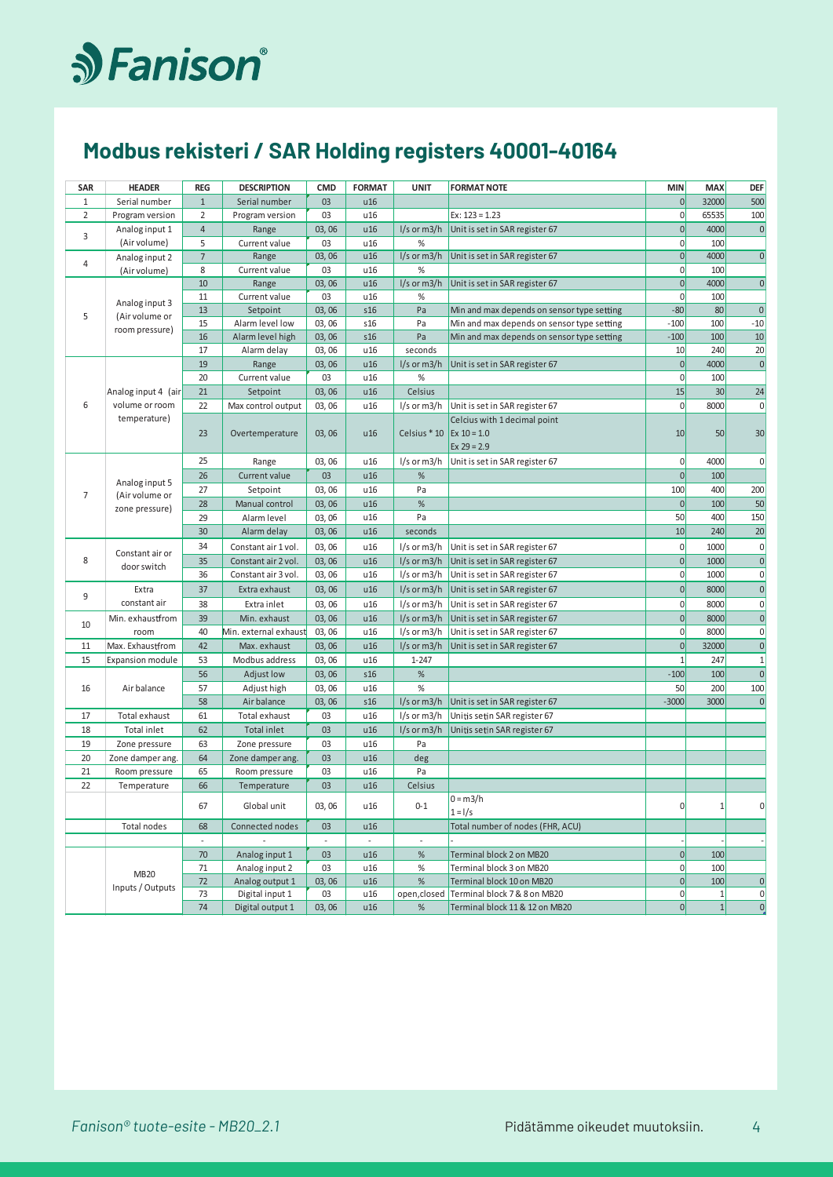## Modbus rekisteri / SAR Holding registers 40001-40164

| SAR | HEADER | REG | DESCRIPTION | CMD | FORMAT | UNIT | FORMAT NOTE | MIN | MAX | DEF |
|---|---|---|---|---|---|---|---|---|---|---|
| 1 | Serial number | 1 | Serial number | 03 | u16 | | | 0 | 32000 | 500 |
| 2 | Program version | 2 | Program version | 03 | u16 | | Ex: 123 = 1.23 | 0 | 65535 | 100 |
| 3 | Analog input 1 (Air volume) | 4 | Range | 03, 06 | u16 | l/s or m3/h | Unit is set in SAR register 67 | 0 | 4000 | 0 |
| | | 5 | Current value | 03 | u16 | % | | 0 | 100 | |
| 4 | Analog input 2 (Air volume) | 7 | Range | 03, 06 | u16 | l/s or m3/h | Unit is set in SAR register 67 | 0 | 4000 | 0 |
| | | 8 | Current value | 03 | u16 | % | | 0 | 100 | |
| 5 | Analog input 3 (Air volume or room pressure) | 10 | Range | 03, 06 | u16 | l/s or m3/h | Unit is set in SAR register 67 | 0 | 4000 | 0 |
| | | 11 | Current value | 03 | u16 | % | | 0 | 100 | |
| | | 13 | Setpoint | 03, 06 | s16 | Pa | Min and max depends on sensor type setting | -80 | 80 | 0 |
| | | 15 | Alarm level low | 03, 06 | s16 | Pa | Min and max depends on sensor type setting | -100 | 100 | -10 |
| | | 16 | Alarm level high | 03, 06 | s16 | Pa | Min and max depends on sensor type setting | -100 | 100 | 10 |
| | | 17 | Alarm delay | 03, 06 | u16 | seconds | | 10 | 240 | 20 |
| 6 | Analog input 4 (air volume or room temperature) | 19 | Range | 03, 06 | u16 | l/s or m3/h | Unit is set in SAR register 67 | 0 | 4000 | 0 |
| | | 20 | Current value | 03 | u16 | % | | 0 | 100 | |
| | | 21 | Setpoint | 03, 06 | u16 | Celsius | | 15 | 30 | 24 |
| | | 22 | Max control output | 03, 06 | u16 | l/s or m3/h | Unit is set in SAR register 67 | 0 | 8000 | 0 |
| | | 23 | Overtemperature | 03, 06 | u16 | Celsius * 10 | Celcius with 1 decimal point<br>Ex 10 = 1.0<br>Ex 29 = 2.9 | 10 | 50 | 30 |
| 7 | Analog input 5 (Air volume or zone pressure) | 25 | Range | 03, 06 | u16 | l/s or m3/h | Unit is set in SAR register 67 | 0 | 4000 | 0 |
| | | 26 | Current value | 03 | u16 | % | | 0 | 100 | |
| | | 27 | Setpoint | 03, 06 | u16 | Pa | | 100 | 400 | 200 |
| | | 28 | Manual control | 03, 06 | u16 | % | | 0 | 100 | 50 |
| | | 29 | Alarm level | 03, 06 | u16 | Pa | | 50 | 400 | 150 |
| | | 30 | Alarm delay | 03, 06 | u16 | seconds | | 10 | 240 | 20 |
| 8 | Constant air or door switch | 34 | Constant air 1 vol. | 03, 06 | u16 | l/s or m3/h | Unit is set in SAR register 67 | 0 | 1000 | 0 |
| | | 35 | Constant air 2 vol. | 03, 06 | u16 | l/s or m3/h | Unit is set in SAR register 67 | 0 | 1000 | 0 |
| | | 36 | Constant air 3 vol. | 03, 06 | u16 | l/s or m3/h | Unit is set in SAR register 67 | 0 | 1000 | 0 |
| 9 | Extra constant air | 37 | Extra exhaust | 03, 06 | u16 | l/s or m3/h | Unit is set in SAR register 67 | 0 | 8000 | 0 |
| | | 38 | Extra inlet | 03, 06 | u16 | l/s or m3/h | Unit is set in SAR register 67 | 0 | 8000 | 0 |
| 10 | Min. exhaust from room | 39 | Min. exhaust | 03, 06 | u16 | l/s or m3/h | Unit is set in SAR register 67 | 0 | 8000 | 0 |
| | | 40 | Min. external exhaust | 03, 06 | u16 | l/s or m3/h | Unit is set in SAR register 67 | 0 | 8000 | 0 |
| 11 | Max. Exhaust from | 42 | Max. exhaust | 03, 06 | u16 | l/s or m3/h | Unit is set in SAR register 67 | 0 | 32000 | 0 |
| 15 | Expansion module | 53 | Modbus address | 03, 06 | u16 | 1-247 | | 1 | 247 | 1 |
| 16 | Air balance | 56 | Adjust low | 03, 06 | s16 | % | | -100 | 100 | 0 |
| | | 57 | Adjust high | 03, 06 | u16 | % | | 50 | 200 | 100 |
| | | 58 | Air balance | 03, 06 | s16 | l/s or m3/h | Unit is set in SAR register 67 | -3000 | 3000 | 0 |
| 17 | Total exhaust | 61 | Total exhaust | 03 | u16 | l/s or m3/h | Unit is set in SAR register 67 | | | |
| 18 | Total inlet | 62 | Total inlet | 03 | u16 | l/s or m3/h | Unit is set in SAR register 67 | | | |
| 19 | Zone pressure | 63 | Zone pressure | 03 | u16 | Pa | | | | |
| 20 | Zone damper ang. | 64 | Zone damper ang. | 03 | u16 | deg | | | | |
| 21 | Room pressure | 65 | Room pressure | 03 | u16 | Pa | | | | |
| 22 | Temperature | 66 | Temperature | 03 | u16 | Celsius | | | | |
| | | 67 | Global unit | 03, 06 | u16 | 0-1 | 0 = m3/h<br>1 = l/s | 0 | 1 | 0 |
| | Total nodes | 68 | Connected nodes | 03 | u16 | | Total number of nodes (FHR, ACU) | | | |
| | | - | - | - | - | - | - | - | - | - |
| | MB20 Inputs / Outputs | 70 | Analog input 1 | 03 | u16 | % | Terminal block 2 on MB20 | 0 | 100 | |
| | | 71 | Analog input 2 | 03 | u16 | % | Terminal block 3 on MB20 | 0 | 100 | |
| | | 72 | Analog output 1 | 03, 06 | u16 | % | Terminal block 10 on MB20 | 0 | 100 | 0 |
| | | 73 | Digital input 1 | 03 | u16 | open,closed | Terminal block 7 & 8 on MB20 | 0 | 1 | 0 |
| | | 74 | Digital output 1 | 03, 06 | u16 | % | Terminal block 11 & 12 on MB20 | 0 | 1 | 0 |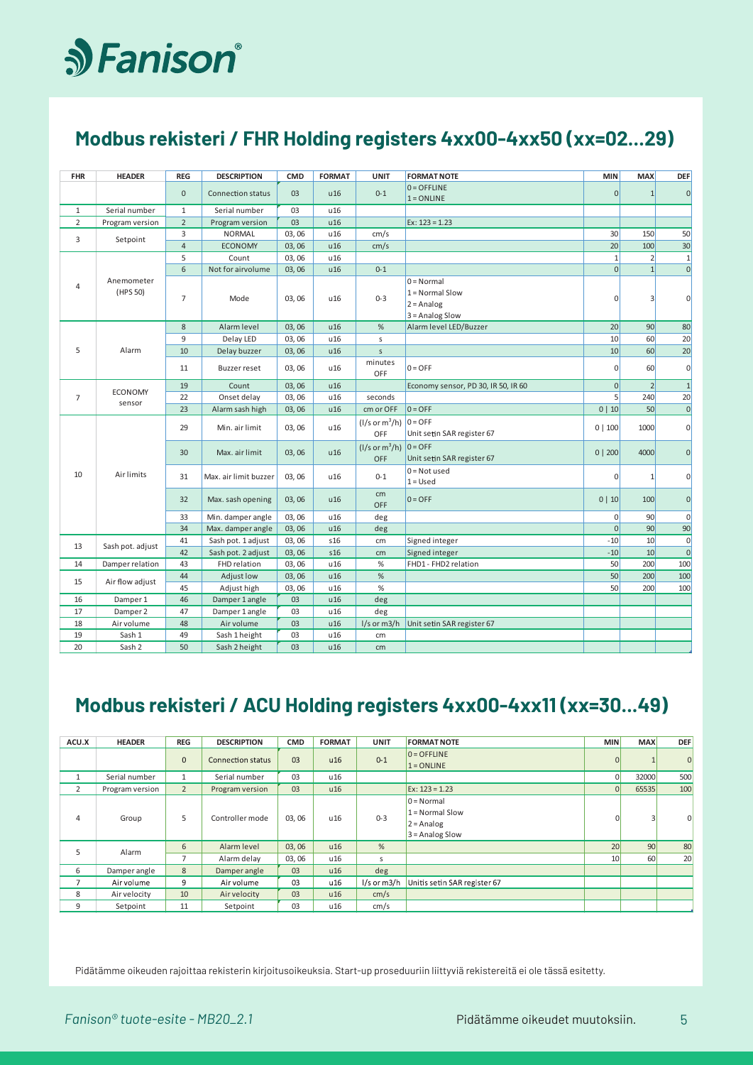# Fanison®

## Modbus rekisteri / FHR Holding registers 4xx00-4xx50 (xx=02...29)

| FHR | HEADER | REG | DESCRIPTION | CMD | FORMAT | UNIT | FORMAT NOTE | MIN | MAX | DEF |
|---|---|---|---|---|---|---|---|---|---|---|
| | | 0 | Connection status | 03 | u16 | 0-1 | 0 = OFFLINE<br>1 = ONLINE | 0 | 1 | 0 |
| 1 | Serial number | 1 | Serial number | 03 | u16 | | | | | |
| 2 | Program version | 2 | Program version | 03 | u16 | | Ex: 123 = 1.23 | | | |
| 3 | Setpoint | 3 | NORMAL | 03, 06 | u16 | cm/s | | 30 | 150 | 50 |
| | | 4 | ECONOMY | 03, 06 | u16 | cm/s | | 20 | 100 | 30 |
| 4 | Anemometer (HPS 50) | 5 | Count | 03, 06 | u16 | | | 1 | 2 | 1 |
| | | 6 | Not for airvolume | 03, 06 | u16 | 0-1 | | 0 | 1 | 0 |
| | | 7 | Mode | 03, 06 | u16 | 0-3 | 0 = Normal<br>1 = Normal Slow<br>2 = Analog<br>3 = Analog Slow | 0 | 3 | 0 |
| 5 | Alarm | 8 | Alarm level | 03, 06 | u16 | % | Alarm level LED/Buzzer | 20 | 90 | 80 |
| | | 9 | Delay LED | 03, 06 | u16 | s | | 10 | 60 | 20 |
| | | 10 | Delay buzzer | 03, 06 | u16 | s | | 10 | 60 | 20 |
| | | 11 | Buzzer reset | 03, 06 | u16 | minutes OFF | 0 = OFF | 0 | 60 | 0 |
| 7 | ECONOMY sensor | 19 | Count | 03, 06 | u16 | | Economy sensor, PD 30, IR 50, IR 60 | 0 | 2 | 1 |
| | | 22 | Onset delay | 03, 06 | u16 | seconds | | 5 | 240 | 20 |
| | | 23 | Alarm sash high | 03, 06 | u16 | cm or OFF | 0 = OFF | 0 \| 10 | 50 | 0 |
| 10 | Air limits | 29 | Min. air limit | 03, 06 | u16 | (l/s or $m^3$/h) OFF | 0 = OFF<br>Unit setin SAR register 67 | 0 \| 100 | 1000 | 0 |
| | | 30 | Max. air limit | 03, 06 | u16 | (l/s or $m^3$/h) OFF | 0 = OFF<br>Unit setin SAR register 67 | 0 \| 200 | 4000 | 0 |
| | | 31 | Max. air limit buzzer | 03, 06 | u16 | 0-1 | 0 = Not used<br>1 = Used | 0 | 1 | 0 |
| | | 32 | Max. sash opening | 03, 06 | u16 | cm OFF | 0 = OFF | 0 \| 10 | 100 | 0 |
| | | 33 | Min. damper angle | 03, 06 | u16 | deg | | 0 | 90 | 0 |
| | | 34 | Max. damper angle | 03, 06 | u16 | deg | | 0 | 90 | 90 |
| 13 | Sash pot. adjust | 41 | Sash pot. 1 adjust | 03, 06 | s16 | cm | Signed integer | -10 | 10 | 0 |
| | | 42 | Sash pot. 2 adjust | 03, 06 | s16 | cm | Signed integer | -10 | 10 | 0 |
| 14 | Damper relation | 43 | FHD relation | 03, 06 | u16 | % | FHD1 - FHD2 relation | 50 | 200 | 100 |
| 15 | Air flow adjust | 44 | Adjust low | 03, 06 | u16 | % | | 50 | 200 | 100 |
| | | 45 | Adjust high | 03, 06 | u16 | % | | 50 | 200 | 100 |
| 16 | Damper 1 | 46 | Damper 1 angle | 03 | u16 | deg | | | | |
| 17 | Damper 2 | 47 | Damper 1 angle | 03 | u16 | deg | | | | |
| 18 | Air volume | 48 | Air volume | 03 | u16 | l/s or m3/h | Unit setin SAR register 67 | | | |
| 19 | Sash 1 | 49 | Sash 1 height | 03 | u16 | cm | | | | |
| 20 | Sash 2 | 50 | Sash 2 height | 03 | u16 | cm | | | | |

## Modbus rekisteri / ACU Holding registers 4xx00-4xx11 (xx=30...49)

| ACU.X | HEADER | REG | DESCRIPTION | CMD | FORMAT | UNIT | FORMAT NOTE | MIN | MAX | DEF |
|---|---|---|---|---|---|---|---|---|---|---|
| | | 0 | Connection status | 03 | u16 | 0-1 | 0 = OFFLINE<br>1 = ONLINE | 0 | 1 | 0 |
| 1 | Serial number | 1 | Serial number | 03 | u16 | | | 0 | 32000 | 500 |
| 2 | Program version | 2 | Program version | 03 | u16 | | Ex: 123 = 1.23 | 0 | 65535 | 100 |
| 4 | Group | 5 | Controller mode | 03, 06 | u16 | 0-3 | 0 = Normal<br>1 = Normal Slow<br>2 = Analog<br>3 = Analog Slow | 0 | 3 | 0 |
| 5 | Alarm | 6 | Alarm level | 03, 06 | u16 | % | | 20 | 90 | 80 |
| | | 7 | Alarm delay | 03, 06 | u16 | s | | 10 | 60 | 20 |
| 6 | Damper angle | 8 | Damper angle | 03 | u16 | deg | | | | |
| 7 | Air volume | 9 | Air volume | 03 | u16 | l/s or m3/h | Unitis setin SAR register 67 | | | |
| 8 | Air velocity | 10 | Air velocity | 03 | u16 | cm/s | | | | |
| 9 | Setpoint | 11 | Setpoint | 03 | u16 | cm/s | | | | |

Pidätämme oikeuden rajoittaa rekisterin kirjoitusoikeuksia. Start-up proseduuriin liittyviä rekistereitä ei ole tässä esitetty.

*Fanison® tuote-esite - MB20_2.1* Pidätämme oikeudet muutoksiin.